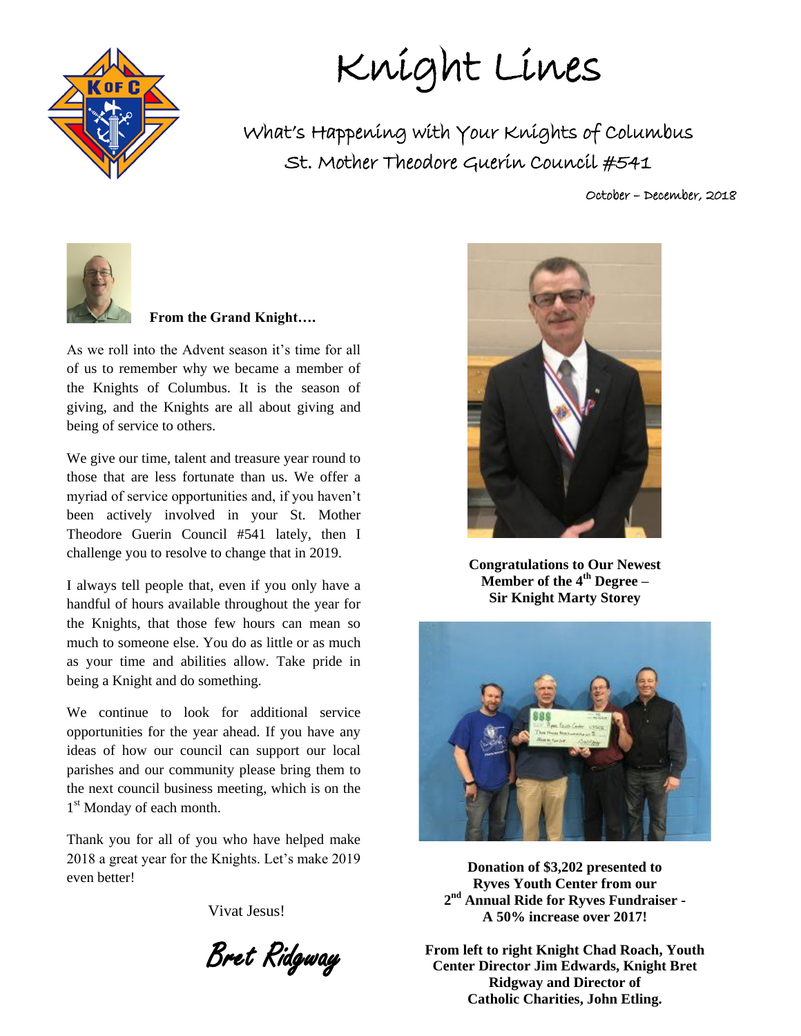# Knight Lines

## What's Happening with Your Knights of Columbus
## St. Mother Theodore Guerin Council #541

October – December, 2018

**From the Grand Knight….**

As we roll into the Advent season it's time for all of us to remember why we became a member of the Knights of Columbus. It is the season of giving, and the Knights are all about giving and being of service to others.

We give our time, talent and treasure year round to those that are less fortunate than us. We offer a myriad of service opportunities and, if you haven't been actively involved in your St. Mother Theodore Guerin Council #541 lately, then I challenge you to resolve to change that in 2019.

I always tell people that, even if you only have a handful of hours available throughout the year for the Knights, that those few hours can mean so much to someone else. You do as little or as much as your time and abilities allow. Take pride in being a Knight and do something.

We continue to look for additional service opportunities for the year ahead. If you have any ideas of how our council can support our local parishes and our community please bring them to the next council business meeting, which is on the 1st Monday of each month.

Thank you for all of you who have helped make 2018 a great year for the Knights. Let's make 2019 even better!

Vivat Jesus!

*Bret Ridgway*

**Congratulations to Our Newest Member of the 4th Degree – Sir Knight Marty Storey**

**Donation of $3,202 presented to Ryves Youth Center from our 2nd Annual Ride for Ryves Fundraiser - A 50% increase over 2017!**

**From left to right Knight Chad Roach, Youth Center Director Jim Edwards, Knight Bret Ridgway and Director of Catholic Charities, John Etling.**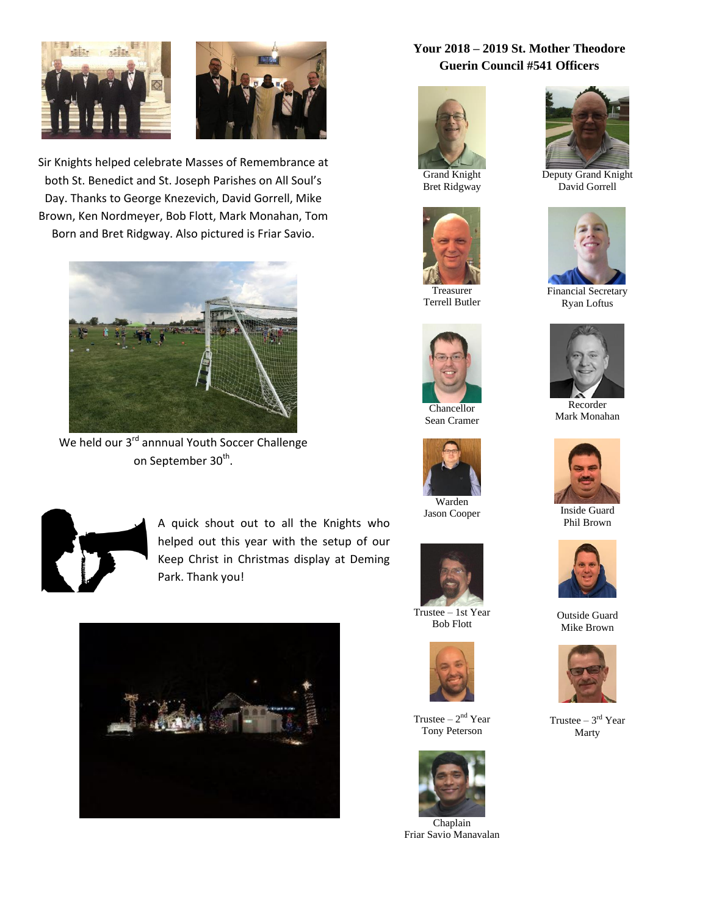Sir Knights helped celebrate Masses of Remembrance at both St. Benedict and St. Joseph Parishes on All Soul's Day. Thanks to George Knezevich, David Gorrell, Mike Brown, Ken Nordmeyer, Bob Flott, Mark Monahan, Tom Born and Bret Ridgway. Also pictured is Friar Savio.

We held our 3rd annnual Youth Soccer Challenge on September 30th.

A quick shout out to all the Knights who helped out this year with the setup of our Keep Christ in Christmas display at Deming Park. Thank you!

## Your 2018 – 2019 St. Mother Theodore Guerin Council #541 Officers

Grand Knight
Bret Ridgway

Deputy Grand Knight
David Gorrell

Treasurer
Terrell Butler

Financial Secretary
Ryan Loftus

Chancellor
Sean Cramer

Recorder
Mark Monahan

Warden
Jason Cooper

Inside Guard
Phil Brown

Trustee – 1st Year
Bob Flott

Outside Guard
Mike Brown

Trustee – 2nd Year
Tony Peterson

Trustee – 3rd Year
Marty

Chaplain
Friar Savio Manavalan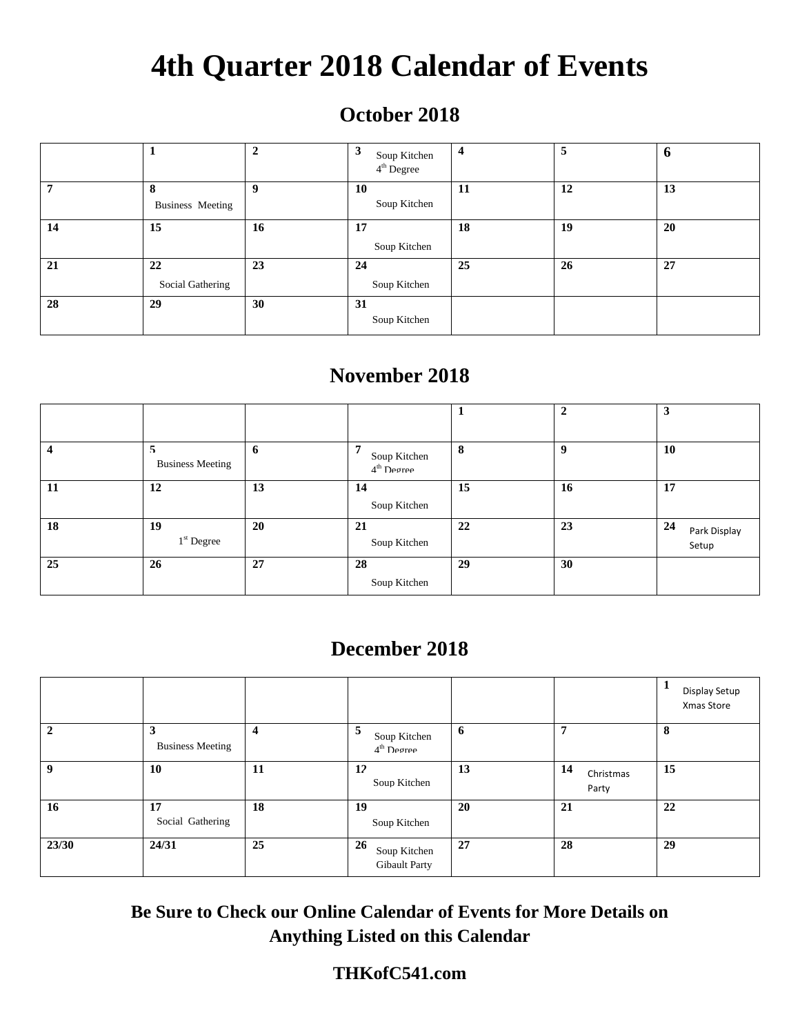# 4th Quarter 2018 Calendar of Events

## October 2018

| | | | | | | |
|---|---|---|---|---|---|---|
| | **1** | **2** | **3** Soup Kitchen 4th Degree | **4** | **5** | **6** |
| **7** | **8** Business Meeting | **9** | **10** Soup Kitchen | **11** | **12** | **13** |
| **14** | **15** | **16** | **17** Soup Kitchen | **18** | **19** | **20** |
| **21** | **22** Social Gathering | **23** | **24** Soup Kitchen | **25** | **26** | **27** |
| **28** | **29** | **30** | **31** Soup Kitchen | | | |

## November 2018

| | | | | | | |
|---|---|---|---|---|---|---|
| | | | | **1** | **2** | **3** |
| **4** | **5** Business Meeting | **6** | **7** Soup Kitchen 4th Degree | **8** | **9** | **10** |
| **11** | **12** | **13** | **14** Soup Kitchen | **15** | **16** | **17** |
| **18** | **19** 1st Degree | **20** | **21** Soup Kitchen | **22** | **23** | **24** Park Display Setup |
| **25** | **26** | **27** | **28** Soup Kitchen | **29** | **30** | |

## December 2018

| | | | | | | |
|---|---|---|---|---|---|---|
| | | | | | | **1** Display Setup Xmas Store |
| **2** | **3** Business Meeting | **4** | **5** Soup Kitchen 4th Degree | **6** | **7** | **8** |
| **9** | **10** | **11** | **12** Soup Kitchen | **13** | **14** Christmas Party | **15** |
| **16** | **17** Social Gathering | **18** | **19** Soup Kitchen | **20** | **21** | **22** |
| **23/30** | **24/31** | **25** | **26** Soup Kitchen Gibault Party | **27** | **28** | **29** |

**Be Sure to Check our Online Calendar of Events for More Details on Anything Listed on this Calendar**

**THKofC541.com**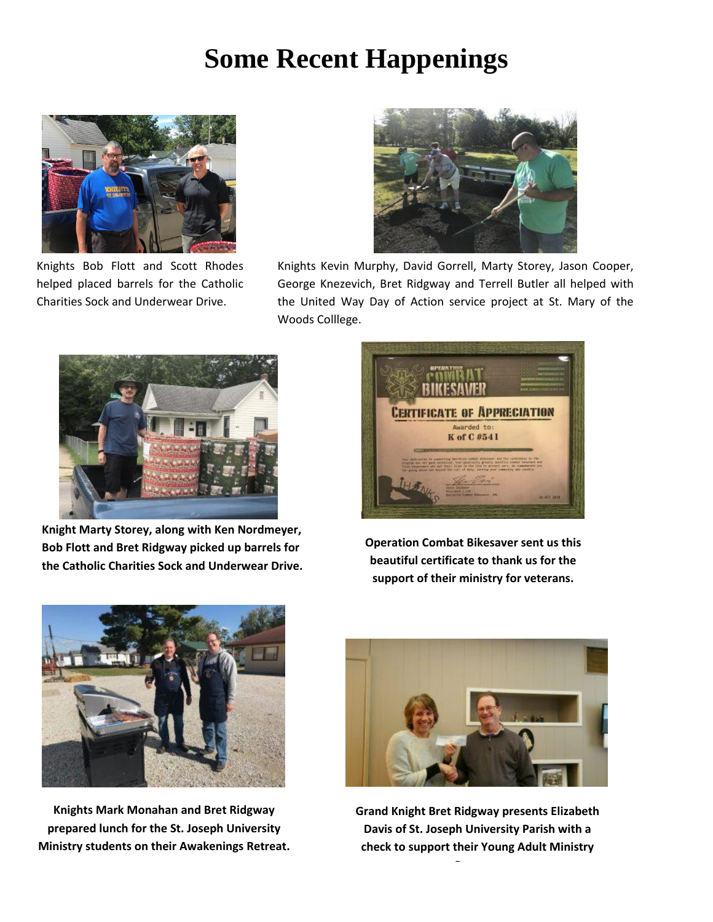# Some Recent Happenings

Knights Bob Flott and Scott Rhodes helped placed barrels for the Catholic Charities Sock and Underwear Drive.

Knights Kevin Murphy, David Gorrell, Marty Storey, Jason Cooper, George Knezevich, Bret Ridgway and Terrell Butler all helped with the United Way Day of Action service project at St. Mary of the Woods Colllege.

**Knight Marty Storey, along with Ken Nordmeyer, Bob Flott and Bret Ridgway picked up barrels for the Catholic Charities Sock and Underwear Drive.**

**Operation Combat Bikesaver sent us this beautiful certificate to thank us for the support of their ministry for veterans.**

**Knights Mark Monahan and Bret Ridgway prepared lunch for the St. Joseph University Ministry students on their Awakenings Retreat.**

**Grand Knight Bret Ridgway presents Elizabeth Davis of St. Joseph University Parish with a check to support their Young Adult Ministry**